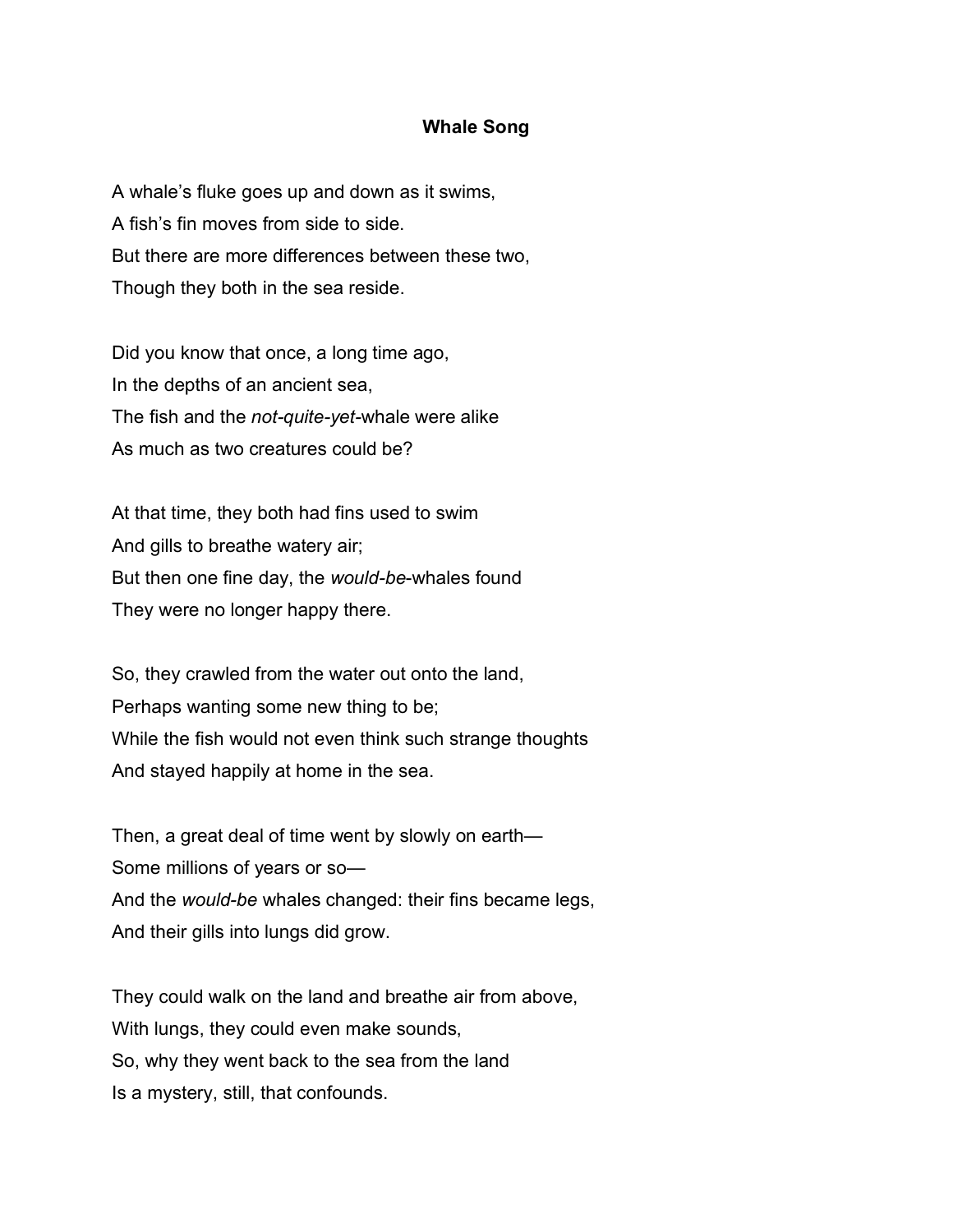# Whale Song

A whale's fluke goes up and down as it swims,
A fish's fin moves from side to side.
But there are more differences between these two,
Though they both in the sea reside.

Did you know that once, a long time ago,
In the depths of an ancient sea,
The fish and the *not-quite-yet*-whale were alike
As much as two creatures could be?

At that time, they both had fins used to swim
And gills to breathe watery air;
But then one fine day, the *would-be*-whales found
They were no longer happy there.

So, they crawled from the water out onto the land,
Perhaps wanting some new thing to be;
While the fish would not even think such strange thoughts
And stayed happily at home in the sea.

Then, a great deal of time went by slowly on earth—
Some millions of years or so—
And the *would-be* whales changed: their fins became legs,
And their gills into lungs did grow.

They could walk on the land and breathe air from above,
With lungs, they could even make sounds,
So, why they went back to the sea from the land
Is a mystery, still, that confounds.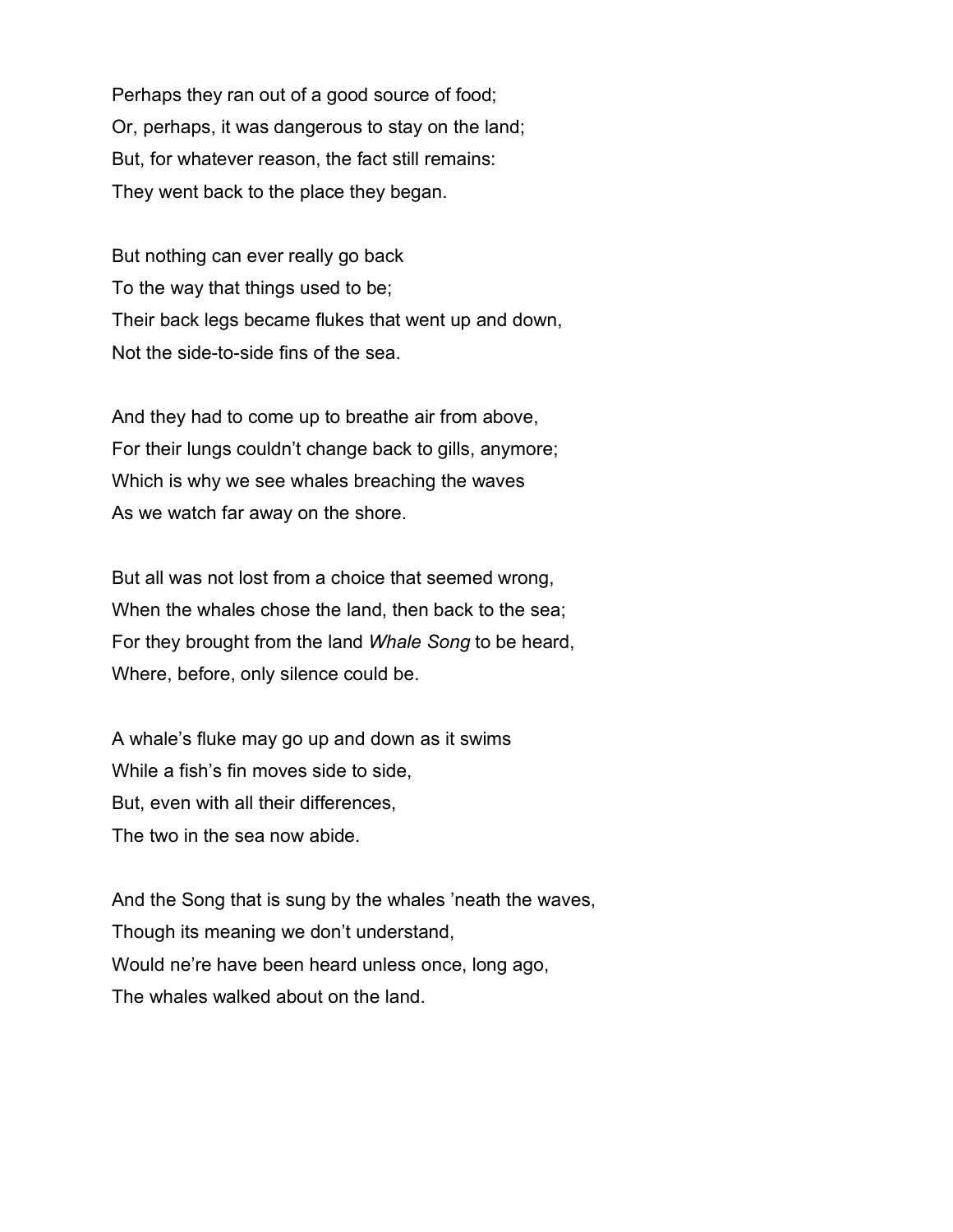Perhaps they ran out of a good source of food;  
Or, perhaps, it was dangerous to stay on the land;  
But, for whatever reason, the fact still remains:  
They went back to the place they began.

But nothing can ever really go back  
To the way that things used to be;  
Their back legs became flukes that went up and down,  
Not the side-to-side fins of the sea.

And they had to come up to breathe air from above,  
For their lungs couldn't change back to gills, anymore;  
Which is why we see whales breaching the waves  
As we watch far away on the shore.

But all was not lost from a choice that seemed wrong,  
When the whales chose the land, then back to the sea;  
For they brought from the land *Whale Song* to be heard,  
Where, before, only silence could be.

A whale's fluke may go up and down as it swims  
While a fish's fin moves side to side,  
But, even with all their differences,  
The two in the sea now abide.

And the Song that is sung by the whales 'neath the waves,  
Though its meaning we don't understand,  
Would ne're have been heard unless once, long ago,  
The whales walked about on the land.